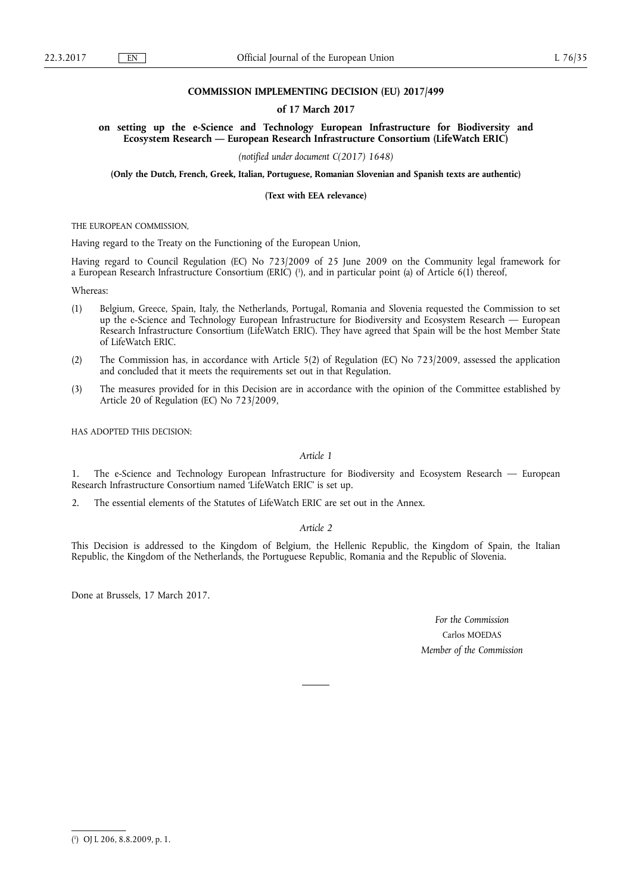**COMMISSION IMPLEMENTING DECISION (EU) 2017/499**

**of 17 March 2017**

**on setting up the e-Science and Technology European Infrastructure for Biodiversity and Ecosystem Research — European Research Infrastructure Consortium (LifeWatch ERIC)**

*(notified under document C(2017) 1648)*

**(Only the Dutch, French, Greek, Italian, Portuguese, Romanian Slovenian and Spanish texts are authentic)**

**(Text with EEA relevance)**

THE EUROPEAN COMMISSION,

Having regard to the Treaty on the Functioning of the European Union,

Having regard to Council Regulation (EC) No 723/2009 of 25 June 2009 on the Community legal framework for a European Research Infrastructure Consortium (ERIC) [1], and in particular point (a) of Article 6(1) thereof,

Whereas:

(1) Belgium, Greece, Spain, Italy, the Netherlands, Portugal, Romania and Slovenia requested the Commission to set up the e-Science and Technology European Infrastructure for Biodiversity and Ecosystem Research — European Research Infrastructure Consortium (LifeWatch ERIC). They have agreed that Spain will be the host Member State of LifeWatch ERIC.

(2) The Commission has, in accordance with Article 5(2) of Regulation (EC) No 723/2009, assessed the application and concluded that it meets the requirements set out in that Regulation.

(3) The measures provided for in this Decision are in accordance with the opinion of the Committee established by Article 20 of Regulation (EC) No 723/2009,

HAS ADOPTED THIS DECISION:

*Article 1*

1. The e-Science and Technology European Infrastructure for Biodiversity and Ecosystem Research — European Research Infrastructure Consortium named 'LifeWatch ERIC' is set up.

2. The essential elements of the Statutes of LifeWatch ERIC are set out in the Annex.

*Article 2*

This Decision is addressed to the Kingdom of Belgium, the Hellenic Republic, the Kingdom of Spain, the Italian Republic, the Kingdom of the Netherlands, the Portuguese Republic, Romania and the Republic of Slovenia.

Done at Brussels, 17 March 2017.

*For the Commission*

Carlos MOEDAS

*Member of the Commission*

---

[1] OJ L 206, 8.8.2009, p. 1.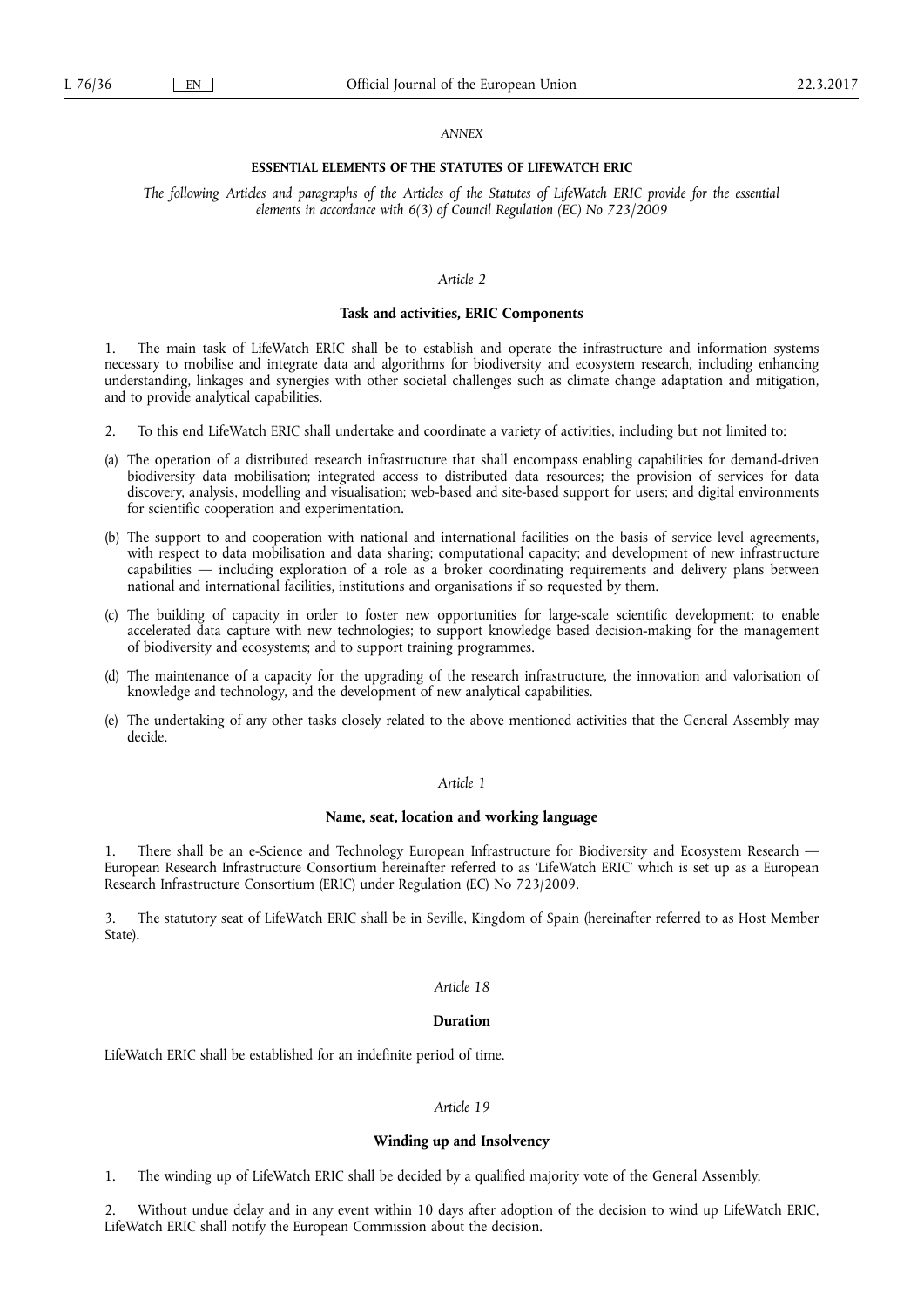*ANNEX*

## ESSENTIAL ELEMENTS OF THE STATUTES OF LIFEWATCH ERIC

*The following Articles and paragraphs of the Articles of the Statutes of LifeWatch ERIC provide for the essential elements in accordance with 6(3) of Council Regulation (EC) No 723/2009*

*Article 2*

### Task and activities, ERIC Components

1. The main task of LifeWatch ERIC shall be to establish and operate the infrastructure and information systems necessary to mobilise and integrate data and algorithms for biodiversity and ecosystem research, including enhancing understanding, linkages and synergies with other societal challenges such as climate change adaptation and mitigation, and to provide analytical capabilities.

2. To this end LifeWatch ERIC shall undertake and coordinate a variety of activities, including but not limited to:

(a) The operation of a distributed research infrastructure that shall encompass enabling capabilities for demand-driven biodiversity data mobilisation; integrated access to distributed data resources; the provision of services for data discovery, analysis, modelling and visualisation; web-based and site-based support for users; and digital environments for scientific cooperation and experimentation.

(b) The support to and cooperation with national and international facilities on the basis of service level agreements, with respect to data mobilisation and data sharing; computational capacity; and development of new infrastructure capabilities — including exploration of a role as a broker coordinating requirements and delivery plans between national and international facilities, institutions and organisations if so requested by them.

(c) The building of capacity in order to foster new opportunities for large-scale scientific development; to enable accelerated data capture with new technologies; to support knowledge based decision-making for the management of biodiversity and ecosystems; and to support training programmes.

(d) The maintenance of a capacity for the upgrading of the research infrastructure, the innovation and valorisation of knowledge and technology, and the development of new analytical capabilities.

(e) The undertaking of any other tasks closely related to the above mentioned activities that the General Assembly may decide.

*Article 1*

### Name, seat, location and working language

1. There shall be an e-Science and Technology European Infrastructure for Biodiversity and Ecosystem Research — European Research Infrastructure Consortium hereinafter referred to as 'LifeWatch ERIC' which is set up as a European Research Infrastructure Consortium (ERIC) under Regulation (EC) No 723/2009.

3. The statutory seat of LifeWatch ERIC shall be in Seville, Kingdom of Spain (hereinafter referred to as Host Member State).

*Article 18*

### Duration

LifeWatch ERIC shall be established for an indefinite period of time.

*Article 19*

### Winding up and Insolvency

1. The winding up of LifeWatch ERIC shall be decided by a qualified majority vote of the General Assembly.

2. Without undue delay and in any event within 10 days after adoption of the decision to wind up LifeWatch ERIC, LifeWatch ERIC shall notify the European Commission about the decision.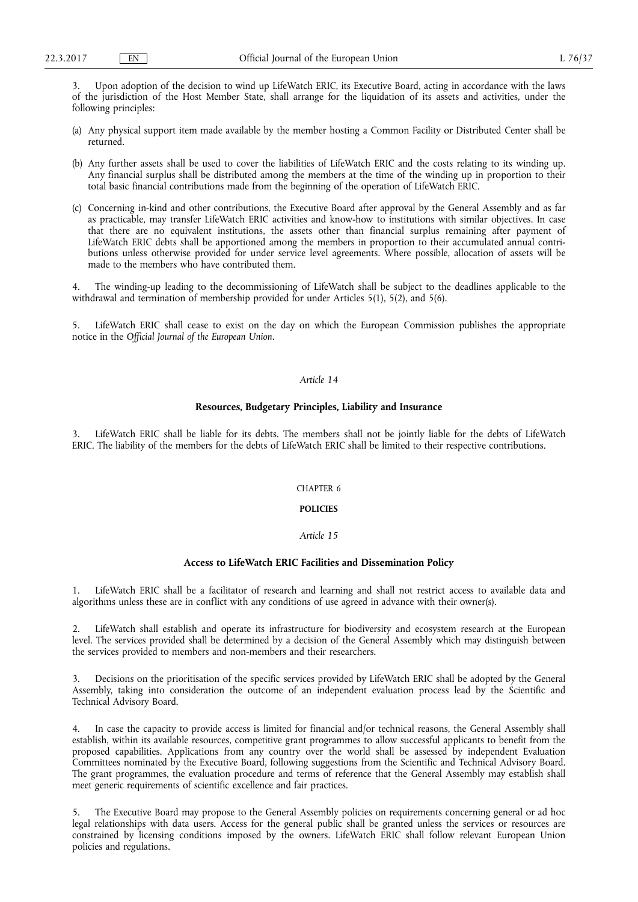3. Upon adoption of the decision to wind up LifeWatch ERIC, its Executive Board, acting in accordance with the laws of the jurisdiction of the Host Member State, shall arrange for the liquidation of its assets and activities, under the following principles:

(a) Any physical support item made available by the member hosting a Common Facility or Distributed Center shall be returned.

(b) Any further assets shall be used to cover the liabilities of LifeWatch ERIC and the costs relating to its winding up. Any financial surplus shall be distributed among the members at the time of the winding up in proportion to their total basic financial contributions made from the beginning of the operation of LifeWatch ERIC.

(c) Concerning in-kind and other contributions, the Executive Board after approval by the General Assembly and as far as practicable, may transfer LifeWatch ERIC activities and know-how to institutions with similar objectives. In case that there are no equivalent institutions, the assets other than financial surplus remaining after payment of LifeWatch ERIC debts shall be apportioned among the members in proportion to their accumulated annual contributions unless otherwise provided for under service level agreements. Where possible, allocation of assets will be made to the members who have contributed them.

4. The winding-up leading to the decommissioning of LifeWatch shall be subject to the deadlines applicable to the withdrawal and termination of membership provided for under Articles 5(1), 5(2), and 5(6).

5. LifeWatch ERIC shall cease to exist on the day on which the European Commission publishes the appropriate notice in the *Official Journal of the European Union*.

### *Article 14*

### **Resources, Budgetary Principles, Liability and Insurance**

3. LifeWatch ERIC shall be liable for its debts. The members shall not be jointly liable for the debts of LifeWatch ERIC. The liability of the members for the debts of LifeWatch ERIC shall be limited to their respective contributions.

## CHAPTER 6

## **POLICIES**

### *Article 15*

### **Access to LifeWatch ERIC Facilities and Dissemination Policy**

1. LifeWatch ERIC shall be a facilitator of research and learning and shall not restrict access to available data and algorithms unless these are in conflict with any conditions of use agreed in advance with their owner(s).

2. LifeWatch shall establish and operate its infrastructure for biodiversity and ecosystem research at the European level. The services provided shall be determined by a decision of the General Assembly which may distinguish between the services provided to members and non-members and their researchers.

3. Decisions on the prioritisation of the specific services provided by LifeWatch ERIC shall be adopted by the General Assembly, taking into consideration the outcome of an independent evaluation process lead by the Scientific and Technical Advisory Board.

4. In case the capacity to provide access is limited for financial and/or technical reasons, the General Assembly shall establish, within its available resources, competitive grant programmes to allow successful applicants to benefit from the proposed capabilities. Applications from any country over the world shall be assessed by independent Evaluation Committees nominated by the Executive Board, following suggestions from the Scientific and Technical Advisory Board. The grant programmes, the evaluation procedure and terms of reference that the General Assembly may establish shall meet generic requirements of scientific excellence and fair practices.

5. The Executive Board may propose to the General Assembly policies on requirements concerning general or ad hoc legal relationships with data users. Access for the general public shall be granted unless the services or resources are constrained by licensing conditions imposed by the owners. LifeWatch ERIC shall follow relevant European Union policies and regulations.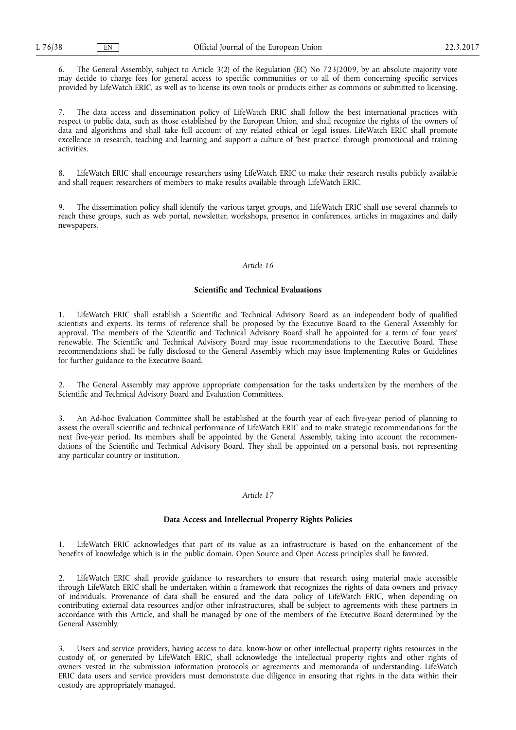6. The General Assembly, subject to Article 3(2) of the Regulation (EC) No 723/2009, by an absolute majority vote may decide to charge fees for general access to specific communities or to all of them concerning specific services provided by LifeWatch ERIC, as well as to license its own tools or products either as commons or submitted to licensing.

7. The data access and dissemination policy of LifeWatch ERIC shall follow the best international practices with respect to public data, such as those established by the European Union, and shall recognize the rights of the owners of data and algorithms and shall take full account of any related ethical or legal issues. LifeWatch ERIC shall promote excellence in research, teaching and learning and support a culture of 'best practice' through promotional and training activities.

8. LifeWatch ERIC shall encourage researchers using LifeWatch ERIC to make their research results publicly available and shall request researchers of members to make results available through LifeWatch ERIC.

9. The dissemination policy shall identify the various target groups, and LifeWatch ERIC shall use several channels to reach these groups, such as web portal, newsletter, workshops, presence in conferences, articles in magazines and daily newspapers.

*Article 16*

**Scientific and Technical Evaluations**

1. LifeWatch ERIC shall establish a Scientific and Technical Advisory Board as an independent body of qualified scientists and experts. Its terms of reference shall be proposed by the Executive Board to the General Assembly for approval. The members of the Scientific and Technical Advisory Board shall be appointed for a term of four years' renewable. The Scientific and Technical Advisory Board may issue recommendations to the Executive Board. These recommendations shall be fully disclosed to the General Assembly which may issue Implementing Rules or Guidelines for further guidance to the Executive Board.

2. The General Assembly may approve appropriate compensation for the tasks undertaken by the members of the Scientific and Technical Advisory Board and Evaluation Committees.

3. An Ad-hoc Evaluation Committee shall be established at the fourth year of each five-year period of planning to assess the overall scientific and technical performance of LifeWatch ERIC and to make strategic recommendations for the next five-year period. Its members shall be appointed by the General Assembly, taking into account the recommendations of the Scientific and Technical Advisory Board. They shall be appointed on a personal basis, not representing any particular country or institution.

*Article 17*

**Data Access and Intellectual Property Rights Policies**

1. LifeWatch ERIC acknowledges that part of its value as an infrastructure is based on the enhancement of the benefits of knowledge which is in the public domain. Open Source and Open Access principles shall be favored.

2. LifeWatch ERIC shall provide guidance to researchers to ensure that research using material made accessible through LifeWatch ERIC shall be undertaken within a framework that recognizes the rights of data owners and privacy of individuals. Provenance of data shall be ensured and the data policy of LifeWatch ERIC, when depending on contributing external data resources and/or other infrastructures, shall be subject to agreements with these partners in accordance with this Article, and shall be managed by one of the members of the Executive Board determined by the General Assembly.

3. Users and service providers, having access to data, know-how or other intellectual property rights resources in the custody of, or generated by LifeWatch ERIC, shall acknowledge the intellectual property rights and other rights of owners vested in the submission information protocols or agreements and memoranda of understanding. LifeWatch ERIC data users and service providers must demonstrate due diligence in ensuring that rights in the data within their custody are appropriately managed.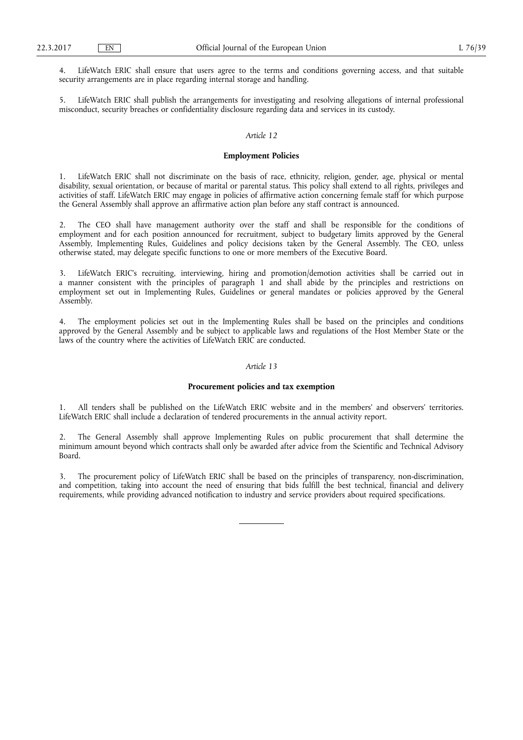4. LifeWatch ERIC shall ensure that users agree to the terms and conditions governing access, and that suitable security arrangements are in place regarding internal storage and handling.

5. LifeWatch ERIC shall publish the arrangements for investigating and resolving allegations of internal professional misconduct, security breaches or confidentiality disclosure regarding data and services in its custody.

*Article 12*

**Employment Policies**

1. LifeWatch ERIC shall not discriminate on the basis of race, ethnicity, religion, gender, age, physical or mental disability, sexual orientation, or because of marital or parental status. This policy shall extend to all rights, privileges and activities of staff. LifeWatch ERIC may engage in policies of affirmative action concerning female staff for which purpose the General Assembly shall approve an affirmative action plan before any staff contract is announced.

2. The CEO shall have management authority over the staff and shall be responsible for the conditions of employment and for each position announced for recruitment, subject to budgetary limits approved by the General Assembly, Implementing Rules, Guidelines and policy decisions taken by the General Assembly. The CEO, unless otherwise stated, may delegate specific functions to one or more members of the Executive Board.

3. LifeWatch ERIC's recruiting, interviewing, hiring and promotion/demotion activities shall be carried out in a manner consistent with the principles of paragraph 1 and shall abide by the principles and restrictions on employment set out in Implementing Rules, Guidelines or general mandates or policies approved by the General Assembly.

4. The employment policies set out in the Implementing Rules shall be based on the principles and conditions approved by the General Assembly and be subject to applicable laws and regulations of the Host Member State or the laws of the country where the activities of LifeWatch ERIC are conducted.

*Article 13*

**Procurement policies and tax exemption**

1. All tenders shall be published on the LifeWatch ERIC website and in the members' and observers' territories. LifeWatch ERIC shall include a declaration of tendered procurements in the annual activity report.

2. The General Assembly shall approve Implementing Rules on public procurement that shall determine the minimum amount beyond which contracts shall only be awarded after advice from the Scientific and Technical Advisory Board.

3. The procurement policy of LifeWatch ERIC shall be based on the principles of transparency, non-discrimination, and competition, taking into account the need of ensuring that bids fulfill the best technical, financial and delivery requirements, while providing advanced notification to industry and service providers about required specifications.